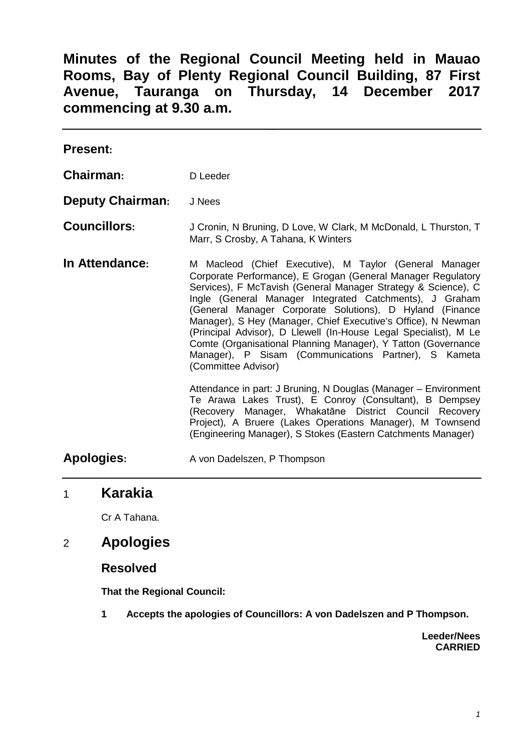# Minutes of the Regional Council Meeting held in Mauao Rooms, Bay of Plenty Regional Council Building, 87 First Avenue, Tauranga on Thursday, 14 December 2017 commencing at 9.30 a.m.

---

**Present:**

**Chairman:** D Leeder

**Deputy Chairman:** J Nees

**Councillors:** J Cronin, N Bruning, D Love, W Clark, M McDonald, L Thurston, T Marr, S Crosby, A Tahana, K Winters

**In Attendance:** M Macleod (Chief Executive), M Taylor (General Manager Corporate Performance), E Grogan (General Manager Regulatory Services), F McTavish (General Manager Strategy & Science), C Ingle (General Manager Integrated Catchments), J Graham (General Manager Corporate Solutions), D Hyland (Finance Manager), S Hey (Manager, Chief Executive's Office), N Newman (Principal Advisor), D Llewell (In-House Legal Specialist), M Le Comte (Organisational Planning Manager), Y Tatton (Governance Manager), P Sisam (Communications Partner), S Kameta (Committee Advisor)

Attendance in part: J Bruning, N Douglas (Manager – Environment Te Arawa Lakes Trust), E Conroy (Consultant), B Dempsey (Recovery Manager, Whakatāne District Council Recovery Project), A Bruere (Lakes Operations Manager), M Townsend (Engineering Manager), S Stokes (Eastern Catchments Manager)

**Apologies:** A von Dadelszen, P Thompson

---

## 1 Karakia

Cr A Tahana.

## 2 Apologies

### Resolved

**That the Regional Council:**

**1 Accepts the apologies of Councillors: A von Dadelszen and P Thompson.**

**Leeder/Nees**
**CARRIED**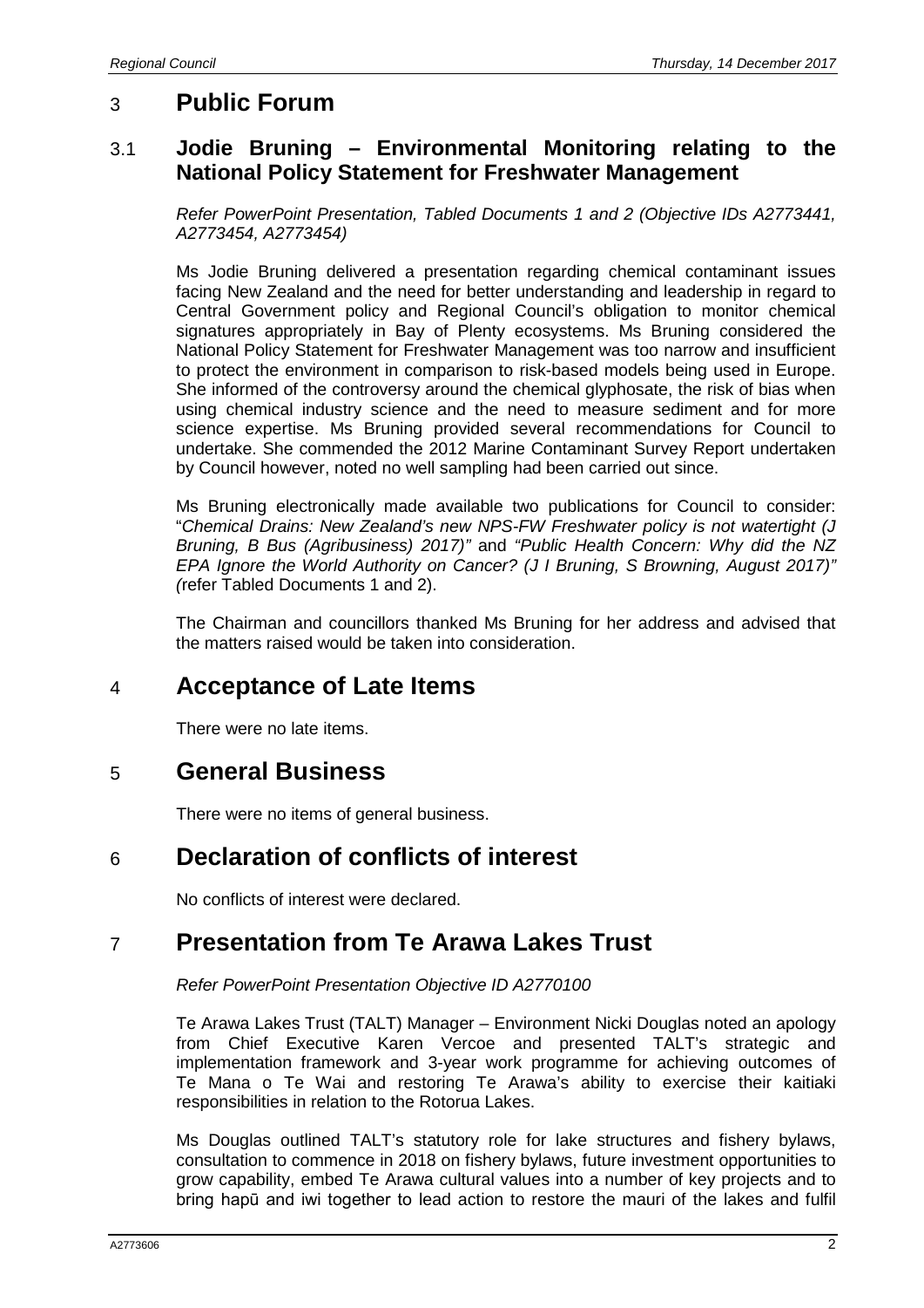## 3 Public Forum

### 3.1 Jodie Bruning – Environmental Monitoring relating to the National Policy Statement for Freshwater Management

*Refer PowerPoint Presentation, Tabled Documents 1 and 2 (Objective IDs A2773441, A2773454, A2773454)*

Ms Jodie Bruning delivered a presentation regarding chemical contaminant issues facing New Zealand and the need for better understanding and leadership in regard to Central Government policy and Regional Council's obligation to monitor chemical signatures appropriately in Bay of Plenty ecosystems. Ms Bruning considered the National Policy Statement for Freshwater Management was too narrow and insufficient to protect the environment in comparison to risk-based models being used in Europe. She informed of the controversy around the chemical glyphosate, the risk of bias when using chemical industry science and the need to measure sediment and for more science expertise. Ms Bruning provided several recommendations for Council to undertake. She commended the 2012 Marine Contaminant Survey Report undertaken by Council however, noted no well sampling had been carried out since.

Ms Bruning electronically made available two publications for Council to consider: "*Chemical Drains: New Zealand's new NPS-FW Freshwater policy is not watertight (J Bruning, B Bus (Agribusiness) 2017)"* and *"Public Health Concern: Why did the NZ EPA Ignore the World Authority on Cancer? (J I Bruning, S Browning, August 2017)" (*refer Tabled Documents 1 and 2).

The Chairman and councillors thanked Ms Bruning for her address and advised that the matters raised would be taken into consideration.

## 4 Acceptance of Late Items

There were no late items.

## 5 General Business

There were no items of general business.

## 6 Declaration of conflicts of interest

No conflicts of interest were declared.

## 7 Presentation from Te Arawa Lakes Trust

*Refer PowerPoint Presentation Objective ID A2770100*

Te Arawa Lakes Trust (TALT) Manager – Environment Nicki Douglas noted an apology from Chief Executive Karen Vercoe and presented TALT's strategic and implementation framework and 3-year work programme for achieving outcomes of Te Mana o Te Wai and restoring Te Arawa's ability to exercise their kaitiaki responsibilities in relation to the Rotorua Lakes.

Ms Douglas outlined TALT's statutory role for lake structures and fishery bylaws, consultation to commence in 2018 on fishery bylaws, future investment opportunities to grow capability, embed Te Arawa cultural values into a number of key projects and to bring hapū and iwi together to lead action to restore the mauri of the lakes and fulfil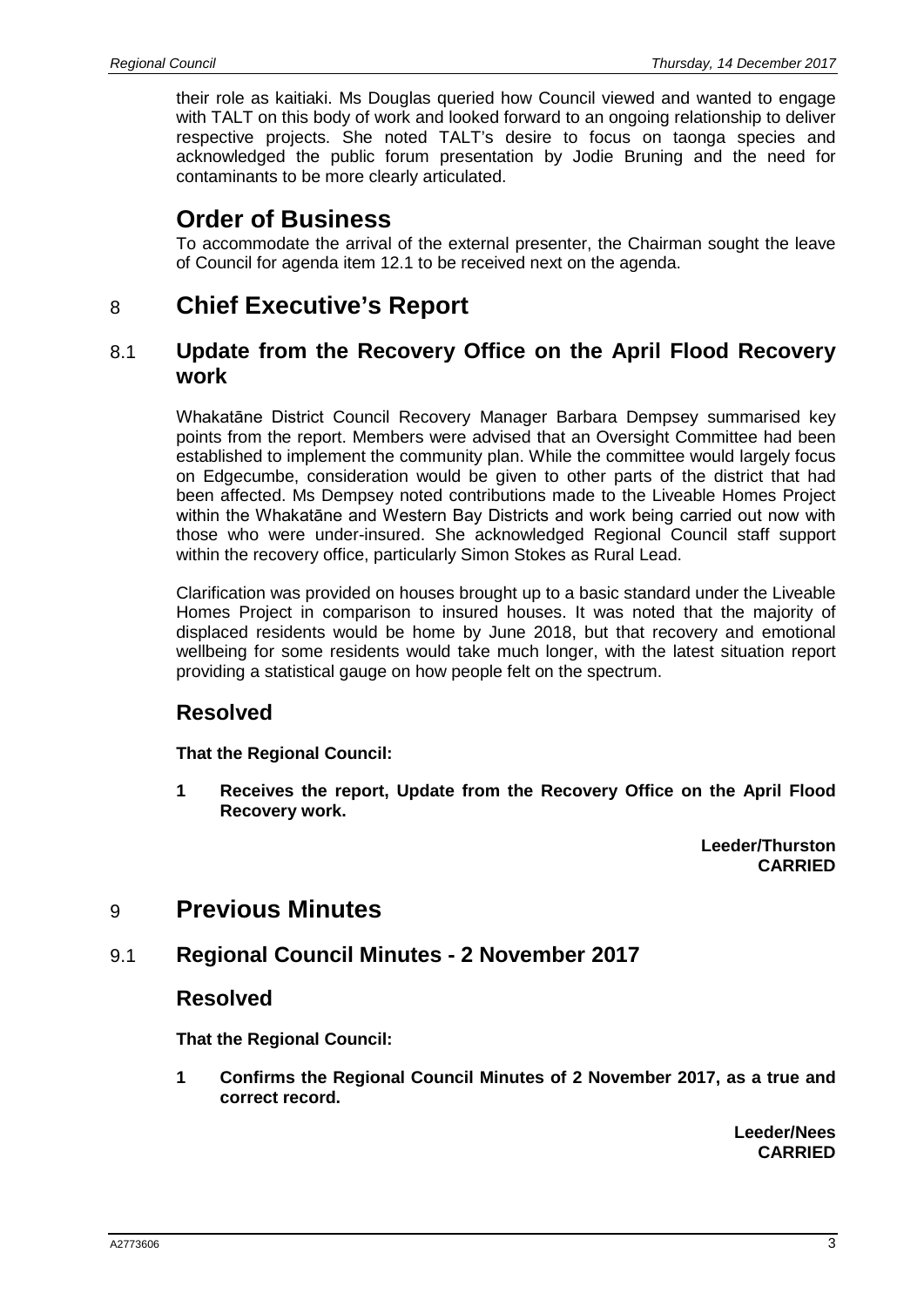their role as kaitiaki. Ms Douglas queried how Council viewed and wanted to engage with TALT on this body of work and looked forward to an ongoing relationship to deliver respective projects. She noted TALT's desire to focus on taonga species and acknowledged the public forum presentation by Jodie Bruning and the need for contaminants to be more clearly articulated.

# Order of Business

To accommodate the arrival of the external presenter, the Chairman sought the leave of Council for agenda item 12.1 to be received next on the agenda.

# 8 Chief Executive's Report

## 8.1 Update from the Recovery Office on the April Flood Recovery work

Whakatāne District Council Recovery Manager Barbara Dempsey summarised key points from the report. Members were advised that an Oversight Committee had been established to implement the community plan. While the committee would largely focus on Edgecumbe, consideration would be given to other parts of the district that had been affected. Ms Dempsey noted contributions made to the Liveable Homes Project within the Whakatāne and Western Bay Districts and work being carried out now with those who were under-insured. She acknowledged Regional Council staff support within the recovery office, particularly Simon Stokes as Rural Lead.

Clarification was provided on houses brought up to a basic standard under the Liveable Homes Project in comparison to insured houses. It was noted that the majority of displaced residents would be home by June 2018, but that recovery and emotional wellbeing for some residents would take much longer, with the latest situation report providing a statistical gauge on how people felt on the spectrum.

## Resolved

**That the Regional Council:**

**1 Receives the report, Update from the Recovery Office on the April Flood Recovery work.**

**Leeder/Thurston**
**CARRIED**

# 9 Previous Minutes

## 9.1 Regional Council Minutes - 2 November 2017

## Resolved

**That the Regional Council:**

**1 Confirms the Regional Council Minutes of 2 November 2017, as a true and correct record.**

**Leeder/Nees**
**CARRIED**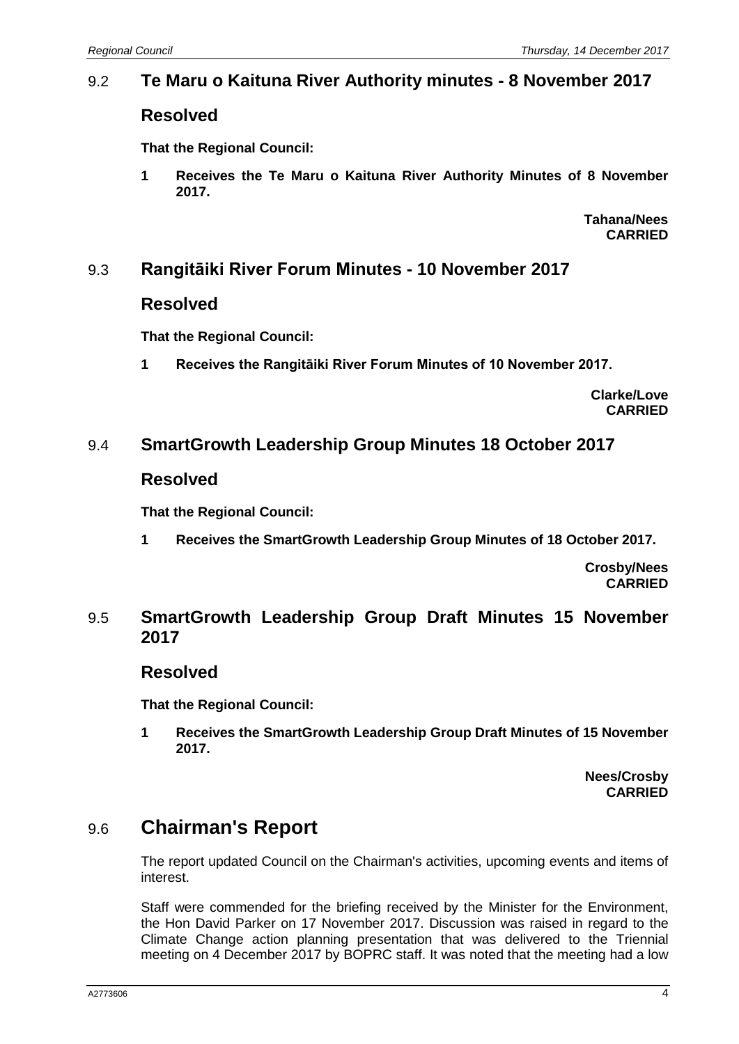## 9.2 Te Maru o Kaituna River Authority minutes - 8 November 2017

### Resolved

**That the Regional Council:**

**1 Receives the Te Maru o Kaituna River Authority Minutes of 8 November 2017.**

**Tahana/Nees**
**CARRIED**

## 9.3 Rangitāiki River Forum Minutes - 10 November 2017

### Resolved

**That the Regional Council:**

**1 Receives the Rangitāiki River Forum Minutes of 10 November 2017.**

**Clarke/Love**
**CARRIED**

## 9.4 SmartGrowth Leadership Group Minutes 18 October 2017

### Resolved

**That the Regional Council:**

**1 Receives the SmartGrowth Leadership Group Minutes of 18 October 2017.**

**Crosby/Nees**
**CARRIED**

## 9.5 SmartGrowth Leadership Group Draft Minutes 15 November 2017

### Resolved

**That the Regional Council:**

**1 Receives the SmartGrowth Leadership Group Draft Minutes of 15 November 2017.**

**Nees/Crosby**
**CARRIED**

# 9.6 Chairman's Report

The report updated Council on the Chairman's activities, upcoming events and items of interest.

Staff were commended for the briefing received by the Minister for the Environment, the Hon David Parker on 17 November 2017. Discussion was raised in regard to the Climate Change action planning presentation that was delivered to the Triennial meeting on 4 December 2017 by BOPRC staff. It was noted that the meeting had a low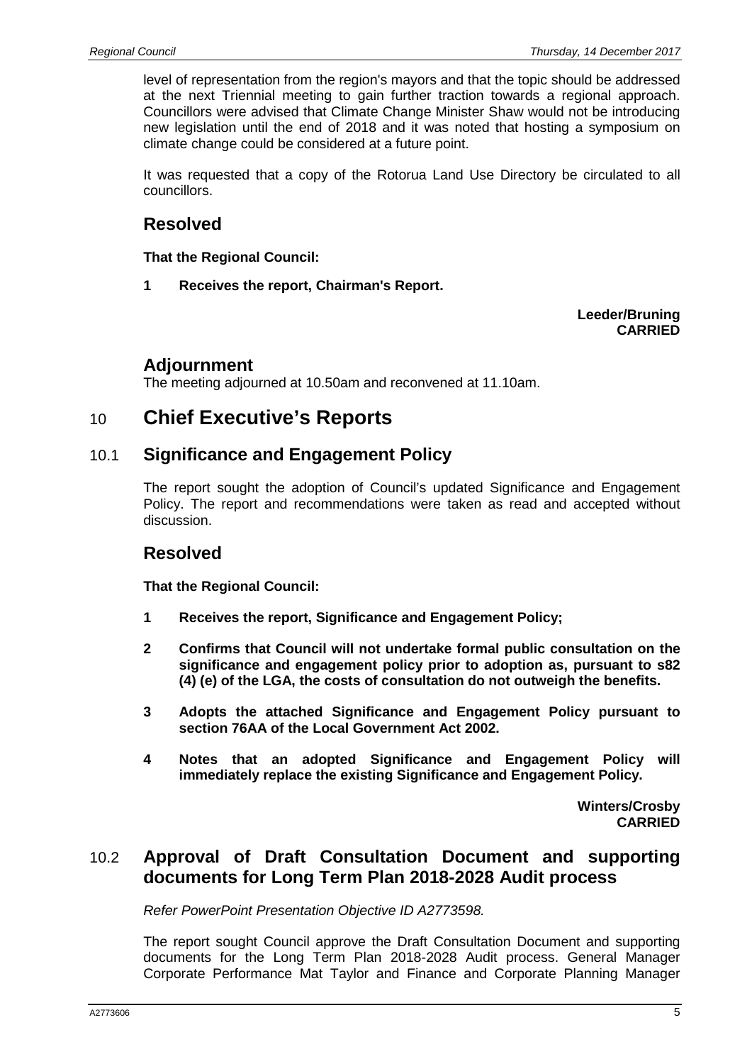level of representation from the region's mayors and that the topic should be addressed at the next Triennial meeting to gain further traction towards a regional approach. Councillors were advised that Climate Change Minister Shaw would not be introducing new legislation until the end of 2018 and it was noted that hosting a symposium on climate change could be considered at a future point.

It was requested that a copy of the Rotorua Land Use Directory be circulated to all councillors.

## Resolved

**That the Regional Council:**

**1 Receives the report, Chairman's Report.**

**Leeder/Bruning**
**CARRIED**

## Adjournment

The meeting adjourned at 10.50am and reconvened at 11.10am.

# 10 Chief Executive's Reports

## 10.1 Significance and Engagement Policy

The report sought the adoption of Council's updated Significance and Engagement Policy. The report and recommendations were taken as read and accepted without discussion.

## Resolved

**That the Regional Council:**

**1 Receives the report, Significance and Engagement Policy;**

**2 Confirms that Council will not undertake formal public consultation on the significance and engagement policy prior to adoption as, pursuant to s82 (4) (e) of the LGA, the costs of consultation do not outweigh the benefits.**

**3 Adopts the attached Significance and Engagement Policy pursuant to section 76AA of the Local Government Act 2002.**

**4 Notes that an adopted Significance and Engagement Policy will immediately replace the existing Significance and Engagement Policy.**

**Winters/Crosby**
**CARRIED**

## 10.2 Approval of Draft Consultation Document and supporting documents for Long Term Plan 2018-2028 Audit process

*Refer PowerPoint Presentation Objective ID A2773598.*

The report sought Council approve the Draft Consultation Document and supporting documents for the Long Term Plan 2018-2028 Audit process. General Manager Corporate Performance Mat Taylor and Finance and Corporate Planning Manager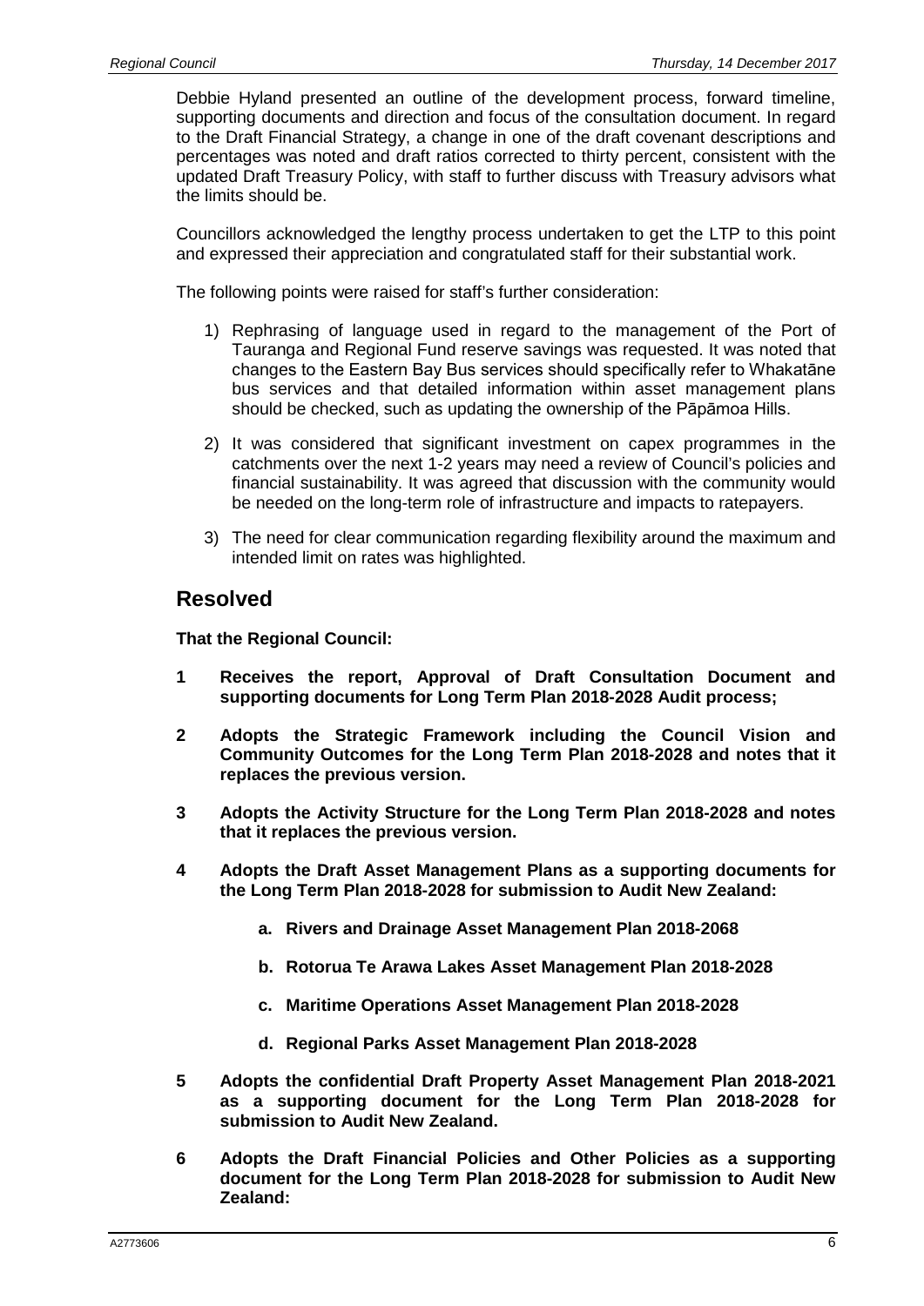Debbie Hyland presented an outline of the development process, forward timeline, supporting documents and direction and focus of the consultation document. In regard to the Draft Financial Strategy, a change in one of the draft covenant descriptions and percentages was noted and draft ratios corrected to thirty percent, consistent with the updated Draft Treasury Policy, with staff to further discuss with Treasury advisors what the limits should be.

Councillors acknowledged the lengthy process undertaken to get the LTP to this point and expressed their appreciation and congratulated staff for their substantial work.

The following points were raised for staff's further consideration:

1) Rephrasing of language used in regard to the management of the Port of Tauranga and Regional Fund reserve savings was requested. It was noted that changes to the Eastern Bay Bus services should specifically refer to Whakatāne bus services and that detailed information within asset management plans should be checked, such as updating the ownership of the Pāpāmoa Hills.

2) It was considered that significant investment on capex programmes in the catchments over the next 1-2 years may need a review of Council's policies and financial sustainability. It was agreed that discussion with the community would be needed on the long-term role of infrastructure and impacts to ratepayers.

3) The need for clear communication regarding flexibility around the maximum and intended limit on rates was highlighted.

## Resolved

**That the Regional Council:**

**1 Receives the report, Approval of Draft Consultation Document and supporting documents for Long Term Plan 2018-2028 Audit process;**

**2 Adopts the Strategic Framework including the Council Vision and Community Outcomes for the Long Term Plan 2018-2028 and notes that it replaces the previous version.**

**3 Adopts the Activity Structure for the Long Term Plan 2018-2028 and notes that it replaces the previous version.**

**4 Adopts the Draft Asset Management Plans as a supporting documents for the Long Term Plan 2018-2028 for submission to Audit New Zealand:**

- **a. Rivers and Drainage Asset Management Plan 2018-2068**
- **b. Rotorua Te Arawa Lakes Asset Management Plan 2018-2028**
- **c. Maritime Operations Asset Management Plan 2018-2028**
- **d. Regional Parks Asset Management Plan 2018-2028**

**5 Adopts the confidential Draft Property Asset Management Plan 2018-2021 as a supporting document for the Long Term Plan 2018-2028 for submission to Audit New Zealand.**

**6 Adopts the Draft Financial Policies and Other Policies as a supporting document for the Long Term Plan 2018-2028 for submission to Audit New Zealand:**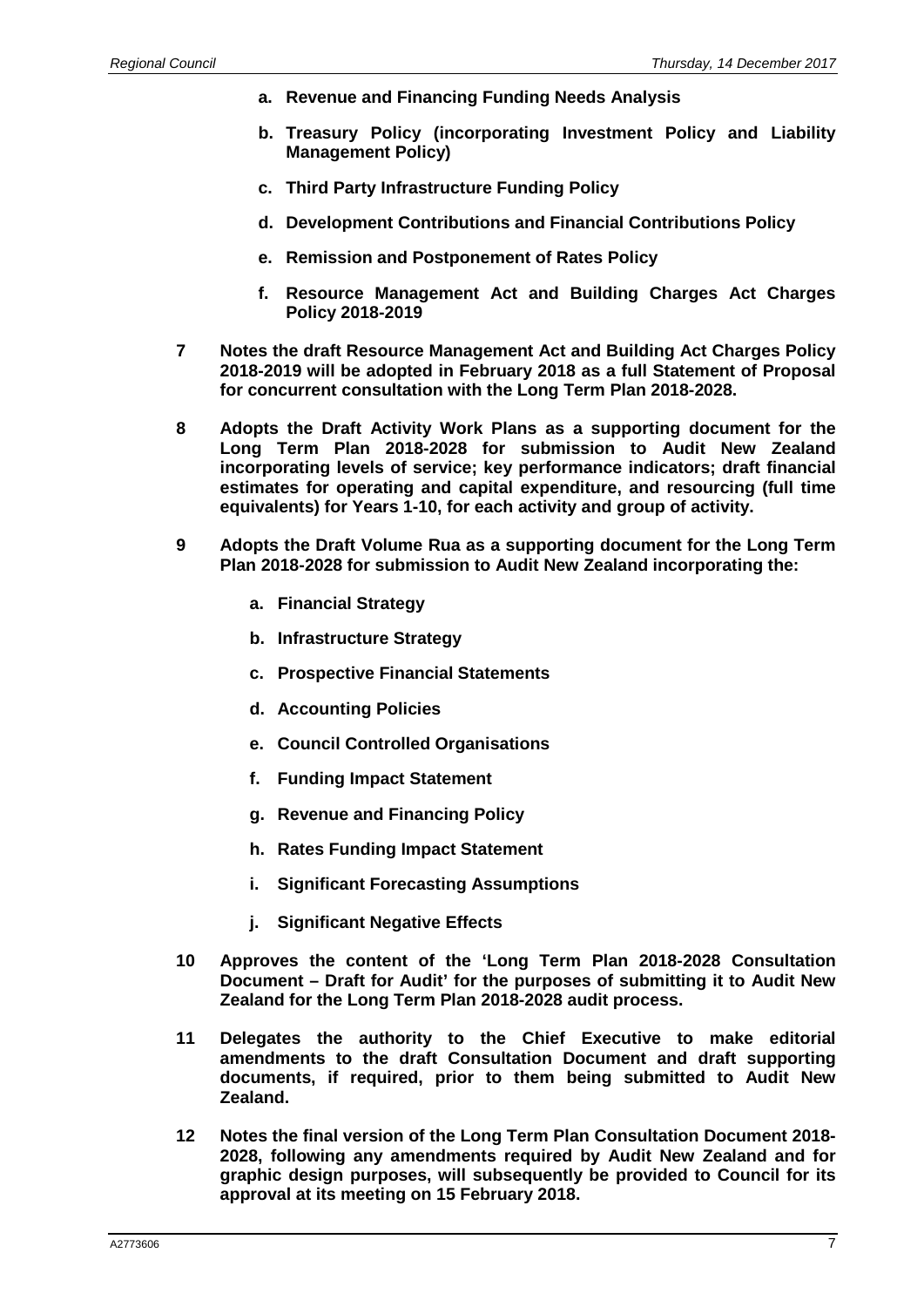**a. Revenue and Financing Funding Needs Analysis**

**b. Treasury Policy (incorporating Investment Policy and Liability Management Policy)**

**c. Third Party Infrastructure Funding Policy**

**d. Development Contributions and Financial Contributions Policy**

**e. Remission and Postponement of Rates Policy**

**f. Resource Management Act and Building Charges Act Charges Policy 2018-2019**

**7 Notes the draft Resource Management Act and Building Act Charges Policy 2018-2019 will be adopted in February 2018 as a full Statement of Proposal for concurrent consultation with the Long Term Plan 2018-2028.**

**8 Adopts the Draft Activity Work Plans as a supporting document for the Long Term Plan 2018-2028 for submission to Audit New Zealand incorporating levels of service; key performance indicators; draft financial estimates for operating and capital expenditure, and resourcing (full time equivalents) for Years 1-10, for each activity and group of activity.**

**9 Adopts the Draft Volume Rua as a supporting document for the Long Term Plan 2018-2028 for submission to Audit New Zealand incorporating the:**

**a. Financial Strategy**

**b. Infrastructure Strategy**

**c. Prospective Financial Statements**

**d. Accounting Policies**

**e. Council Controlled Organisations**

**f. Funding Impact Statement**

**g. Revenue and Financing Policy**

**h. Rates Funding Impact Statement**

**i. Significant Forecasting Assumptions**

**j. Significant Negative Effects**

**10 Approves the content of the 'Long Term Plan 2018-2028 Consultation Document – Draft for Audit' for the purposes of submitting it to Audit New Zealand for the Long Term Plan 2018-2028 audit process.**

**11 Delegates the authority to the Chief Executive to make editorial amendments to the draft Consultation Document and draft supporting documents, if required, prior to them being submitted to Audit New Zealand.**

**12 Notes the final version of the Long Term Plan Consultation Document 2018-2028, following any amendments required by Audit New Zealand and for graphic design purposes, will subsequently be provided to Council for its approval at its meeting on 15 February 2018.**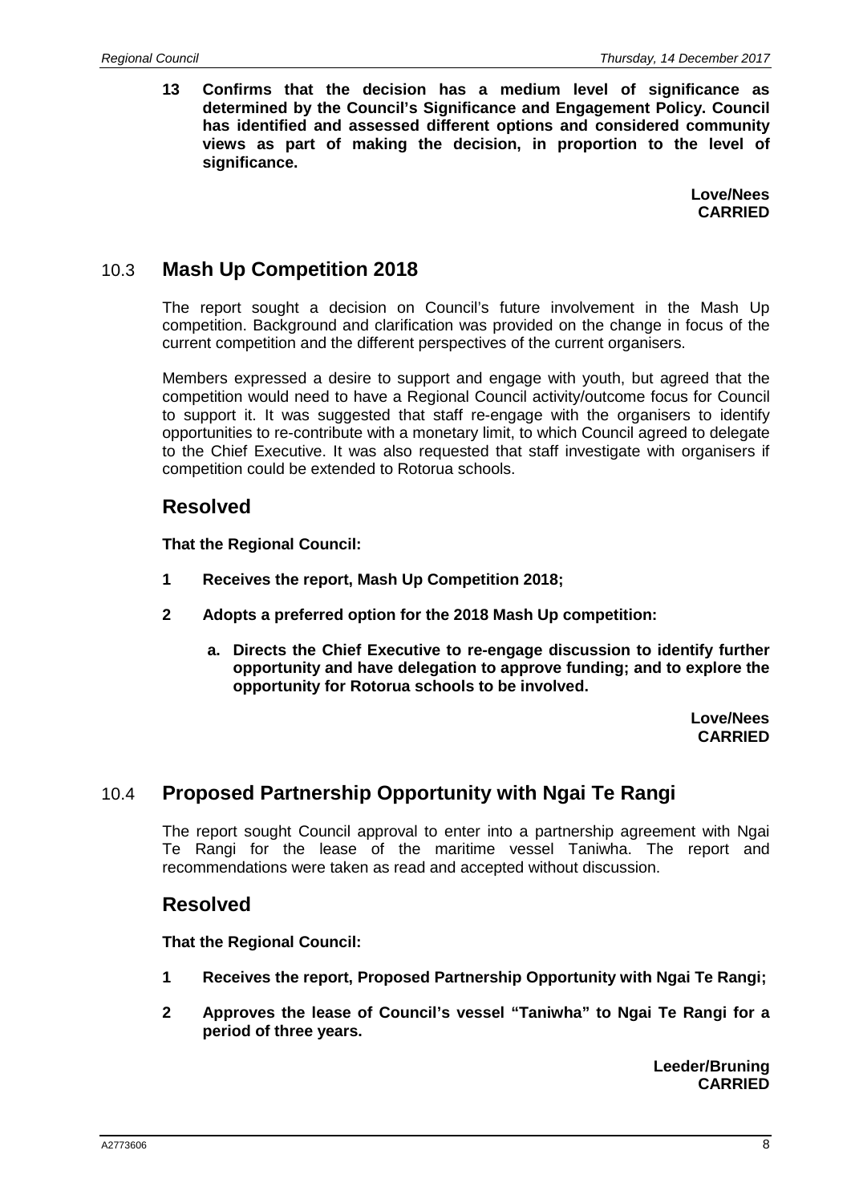**13 Confirms that the decision has a medium level of significance as determined by the Council's Significance and Engagement Policy. Council has identified and assessed different options and considered community views as part of making the decision, in proportion to the level of significance.**

**Love/Nees**
**CARRIED**

## 10.3 Mash Up Competition 2018

The report sought a decision on Council's future involvement in the Mash Up competition. Background and clarification was provided on the change in focus of the current competition and the different perspectives of the current organisers.

Members expressed a desire to support and engage with youth, but agreed that the competition would need to have a Regional Council activity/outcome focus for Council to support it. It was suggested that staff re-engage with the organisers to identify opportunities to re-contribute with a monetary limit, to which Council agreed to delegate to the Chief Executive. It was also requested that staff investigate with organisers if competition could be extended to Rotorua schools.

### Resolved

**That the Regional Council:**

**1 Receives the report, Mash Up Competition 2018;**

**2 Adopts a preferred option for the 2018 Mash Up competition:**

**a. Directs the Chief Executive to re-engage discussion to identify further opportunity and have delegation to approve funding; and to explore the opportunity for Rotorua schools to be involved.**

**Love/Nees**
**CARRIED**

## 10.4 Proposed Partnership Opportunity with Ngai Te Rangi

The report sought Council approval to enter into a partnership agreement with Ngai Te Rangi for the lease of the maritime vessel Taniwha. The report and recommendations were taken as read and accepted without discussion.

### Resolved

**That the Regional Council:**

**1 Receives the report, Proposed Partnership Opportunity with Ngai Te Rangi;**

**2 Approves the lease of Council's vessel "Taniwha" to Ngai Te Rangi for a period of three years.**

**Leeder/Bruning**
**CARRIED**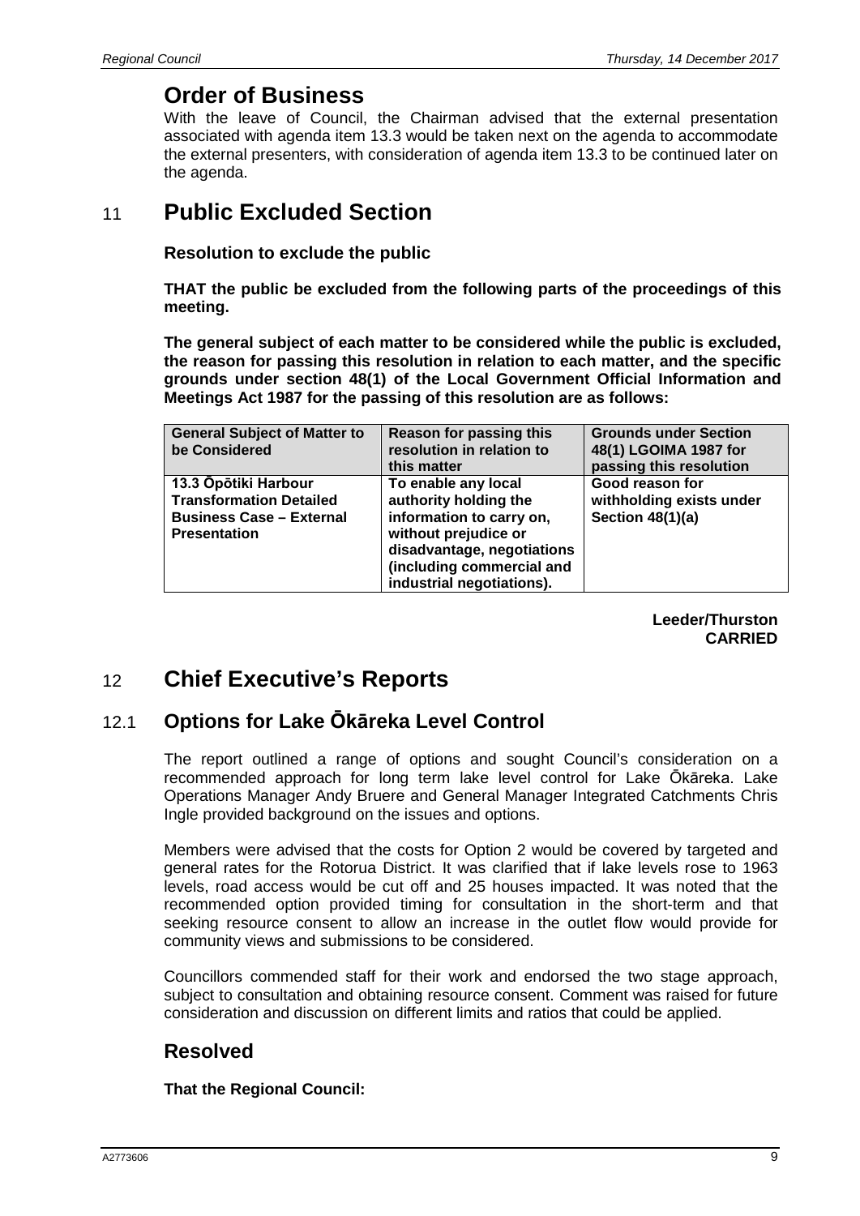## Order of Business

With the leave of Council, the Chairman advised that the external presentation associated with agenda item 13.3 would be taken next on the agenda to accommodate the external presenters, with consideration of agenda item 13.3 to be continued later on the agenda.

## 11 Public Excluded Section

**Resolution to exclude the public**

**THAT the public be excluded from the following parts of the proceedings of this meeting.**

**The general subject of each matter to be considered while the public is excluded, the reason for passing this resolution in relation to each matter, and the specific grounds under section 48(1) of the Local Government Official Information and Meetings Act 1987 for the passing of this resolution are as follows:**

| General Subject of Matter to be Considered | Reason for passing this resolution in relation to this matter | Grounds under Section 48(1) LGOIMA 1987 for passing this resolution |
| --- | --- | --- |
| **13.3 Ōpōtiki Harbour Transformation Detailed Business Case – External Presentation** | **To enable any local authority holding the information to carry on, without prejudice or disadvantage, negotiations (including commercial and industrial negotiations).** | **Good reason for withholding exists under Section 48(1)(a)** |

**Leeder/Thurston**
**CARRIED**

## 12 Chief Executive's Reports

### 12.1 Options for Lake Ōkāreka Level Control

The report outlined a range of options and sought Council's consideration on a recommended approach for long term lake level control for Lake Ōkāreka. Lake Operations Manager Andy Bruere and General Manager Integrated Catchments Chris Ingle provided background on the issues and options.

Members were advised that the costs for Option 2 would be covered by targeted and general rates for the Rotorua District. It was clarified that if lake levels rose to 1963 levels, road access would be cut off and 25 houses impacted. It was noted that the recommended option provided timing for consultation in the short-term and that seeking resource consent to allow an increase in the outlet flow would provide for community views and submissions to be considered.

Councillors commended staff for their work and endorsed the two stage approach, subject to consultation and obtaining resource consent. Comment was raised for future consideration and discussion on different limits and ratios that could be applied.

## Resolved

**That the Regional Council:**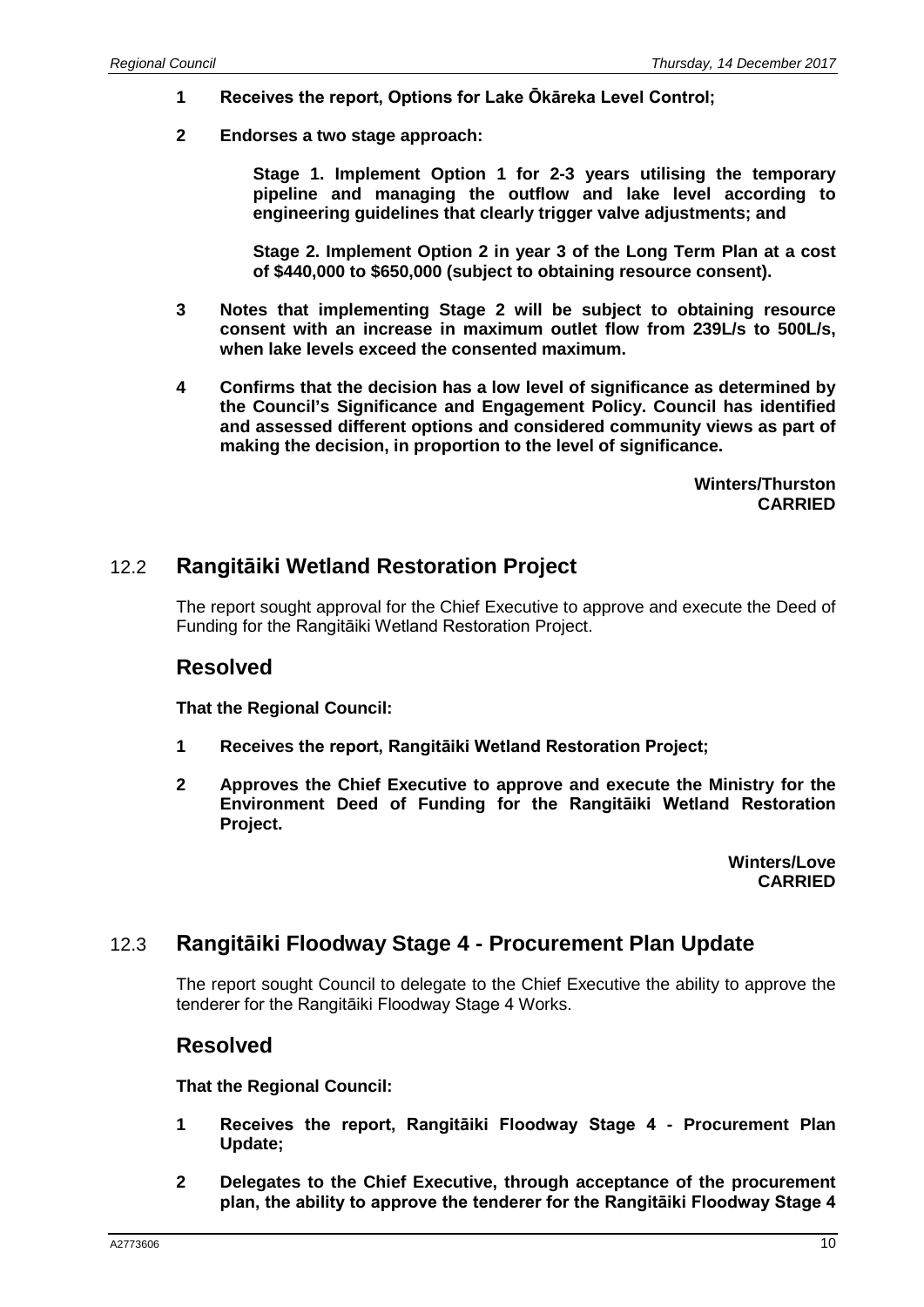**1 Receives the report, Options for Lake Ōkāreka Level Control;**

**2 Endorses a two stage approach:**

**Stage 1. Implement Option 1 for 2-3 years utilising the temporary pipeline and managing the outflow and lake level according to engineering guidelines that clearly trigger valve adjustments; and**

**Stage 2. Implement Option 2 in year 3 of the Long Term Plan at a cost of $440,000 to $650,000 (subject to obtaining resource consent).**

**3 Notes that implementing Stage 2 will be subject to obtaining resource consent with an increase in maximum outlet flow from 239L/s to 500L/s, when lake levels exceed the consented maximum.**

**4 Confirms that the decision has a low level of significance as determined by the Council's Significance and Engagement Policy. Council has identified and assessed different options and considered community views as part of making the decision, in proportion to the level of significance.**

**Winters/Thurston**
**CARRIED**

## 12.2 Rangitāiki Wetland Restoration Project

The report sought approval for the Chief Executive to approve and execute the Deed of Funding for the Rangitāiki Wetland Restoration Project.

### Resolved

**That the Regional Council:**

**1 Receives the report, Rangitāiki Wetland Restoration Project;**

**2 Approves the Chief Executive to approve and execute the Ministry for the Environment Deed of Funding for the Rangitāiki Wetland Restoration Project.**

**Winters/Love**
**CARRIED**

## 12.3 Rangitāiki Floodway Stage 4 - Procurement Plan Update

The report sought Council to delegate to the Chief Executive the ability to approve the tenderer for the Rangitāiki Floodway Stage 4 Works.

### Resolved

**That the Regional Council:**

**1 Receives the report, Rangitāiki Floodway Stage 4 - Procurement Plan Update;**

**2 Delegates to the Chief Executive, through acceptance of the procurement plan, the ability to approve the tenderer for the Rangitāiki Floodway Stage 4**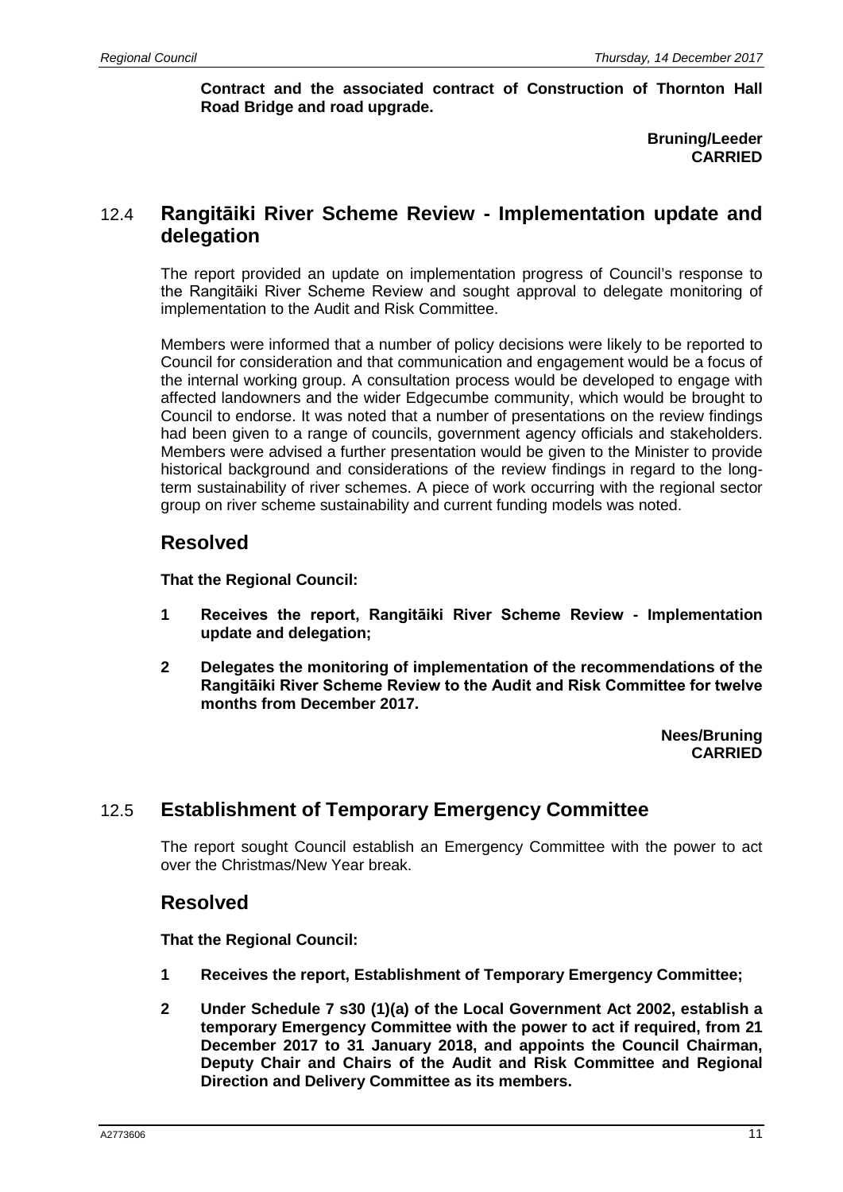**Contract and the associated contract of Construction of Thornton Hall Road Bridge and road upgrade.**

**Bruning/Leeder**
**CARRIED**

## 12.4 Rangitāiki River Scheme Review - Implementation update and delegation

The report provided an update on implementation progress of Council's response to the Rangitāiki River Scheme Review and sought approval to delegate monitoring of implementation to the Audit and Risk Committee.

Members were informed that a number of policy decisions were likely to be reported to Council for consideration and that communication and engagement would be a focus of the internal working group. A consultation process would be developed to engage with affected landowners and the wider Edgecumbe community, which would be brought to Council to endorse. It was noted that a number of presentations on the review findings had been given to a range of councils, government agency officials and stakeholders. Members were advised a further presentation would be given to the Minister to provide historical background and considerations of the review findings in regard to the long-term sustainability of river schemes. A piece of work occurring with the regional sector group on river scheme sustainability and current funding models was noted.

### Resolved

**That the Regional Council:**

**1 Receives the report, Rangitāiki River Scheme Review - Implementation update and delegation;**

**2 Delegates the monitoring of implementation of the recommendations of the Rangitāiki River Scheme Review to the Audit and Risk Committee for twelve months from December 2017.**

**Nees/Bruning**
**CARRIED**

## 12.5 Establishment of Temporary Emergency Committee

The report sought Council establish an Emergency Committee with the power to act over the Christmas/New Year break.

### Resolved

**That the Regional Council:**

**1 Receives the report, Establishment of Temporary Emergency Committee;**

**2 Under Schedule 7 s30 (1)(a) of the Local Government Act 2002, establish a temporary Emergency Committee with the power to act if required, from 21 December 2017 to 31 January 2018, and appoints the Council Chairman, Deputy Chair and Chairs of the Audit and Risk Committee and Regional Direction and Delivery Committee as its members.**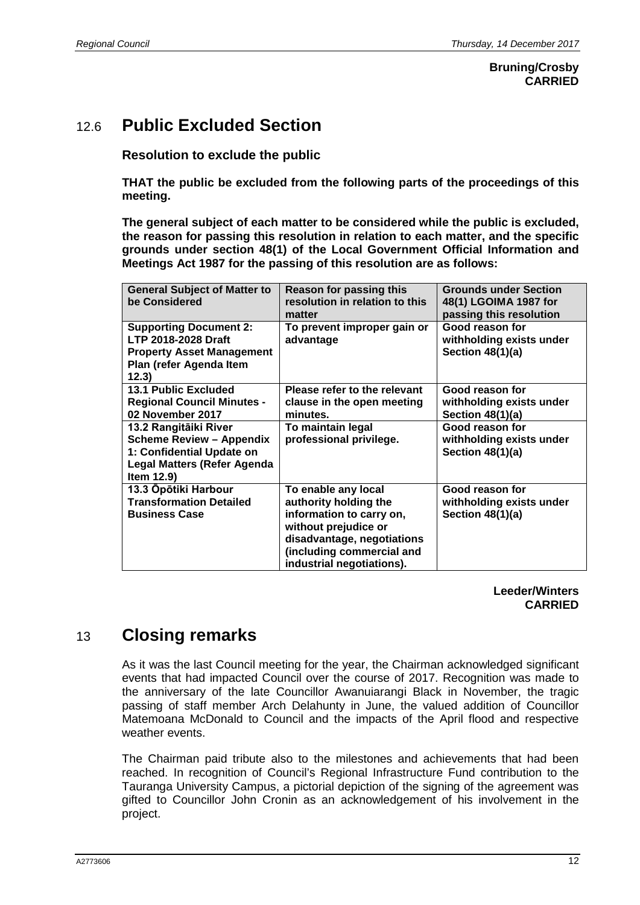**Bruning/Crosby**
**CARRIED**

## 12.6 Public Excluded Section

**Resolution to exclude the public**

**THAT the public be excluded from the following parts of the proceedings of this meeting.**

**The general subject of each matter to be considered while the public is excluded, the reason for passing this resolution in relation to each matter, and the specific grounds under section 48(1) of the Local Government Official Information and Meetings Act 1987 for the passing of this resolution are as follows:**

| General Subject of Matter to be Considered | Reason for passing this resolution in relation to this matter | Grounds under Section 48(1) LGOIMA 1987 for passing this resolution |
|---|---|---|
| **Supporting Document 2: LTP 2018-2028 Draft Property Asset Management Plan (refer Agenda Item 12.3)** | **To prevent improper gain or advantage** | **Good reason for withholding exists under Section 48(1)(a)** |
| **13.1 Public Excluded Regional Council Minutes - 02 November 2017** | **Please refer to the relevant clause in the open meeting minutes.** | **Good reason for withholding exists under Section 48(1)(a)** |
| **13.2 Rangitāiki River Scheme Review – Appendix 1: Confidential Update on Legal Matters (Refer Agenda Item 12.9)** | **To maintain legal professional privilege.** | **Good reason for withholding exists under Section 48(1)(a)** |
| **13.3 Ōpōtiki Harbour Transformation Detailed Business Case** | **To enable any local authority holding the information to carry on, without prejudice or disadvantage, negotiations (including commercial and industrial negotiations).** | **Good reason for withholding exists under Section 48(1)(a)** |

**Leeder/Winters**
**CARRIED**

# 13 Closing remarks

As it was the last Council meeting for the year, the Chairman acknowledged significant events that had impacted Council over the course of 2017. Recognition was made to the anniversary of the late Councillor Awanuiarangi Black in November, the tragic passing of staff member Arch Delahunty in June, the valued addition of Councillor Matemoana McDonald to Council and the impacts of the April flood and respective weather events.

The Chairman paid tribute also to the milestones and achievements that had been reached. In recognition of Council's Regional Infrastructure Fund contribution to the Tauranga University Campus, a pictorial depiction of the signing of the agreement was gifted to Councillor John Cronin as an acknowledgement of his involvement in the project.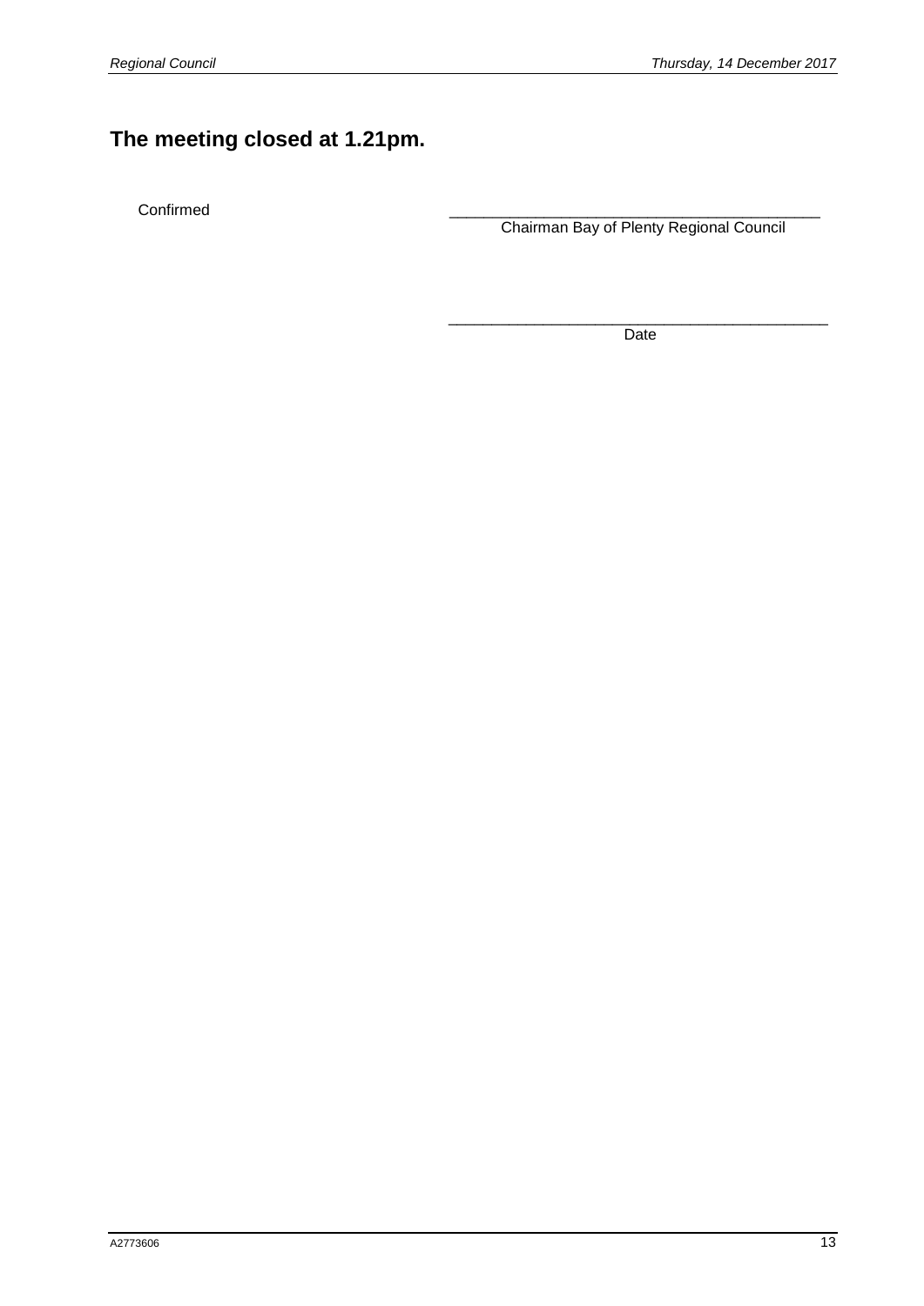## The meeting closed at 1.21pm.

Confirmed

\_\_\_\_\_\_\_\_\_\_\_\_\_\_\_\_\_\_\_\_\_\_\_\_\_\_\_\_\_\_\_\_\_\_\_\_\_\_\_\_\_\_\_

Chairman Bay of Plenty Regional Council

\_\_\_\_\_\_\_\_\_\_\_\_\_\_\_\_\_\_\_\_\_\_\_\_\_\_\_\_\_\_\_\_\_\_\_\_\_\_\_\_\_\_\_

Date